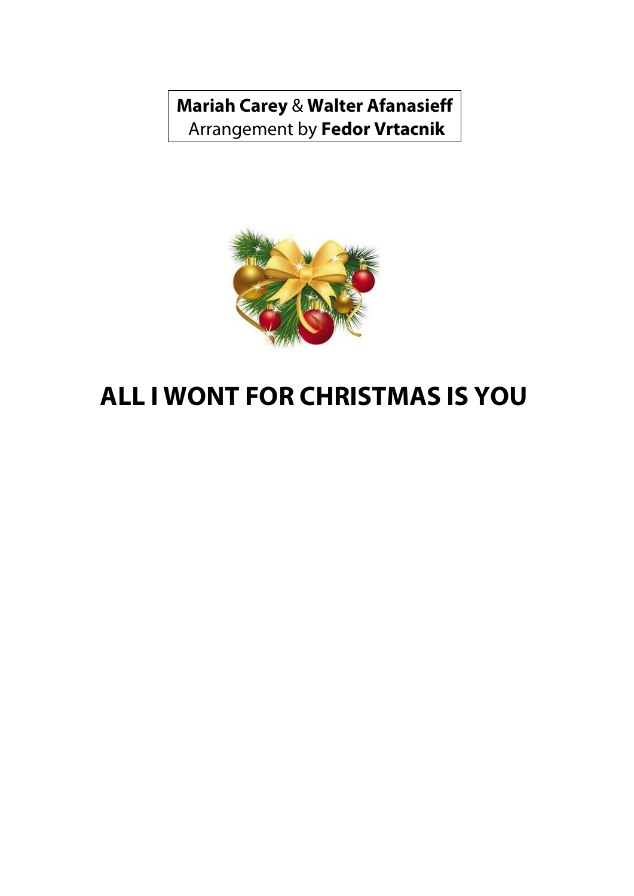**Mariah Carey** & **Walter Afanasieff**
Arrangement by **Fedor Vrtacnik**

# ALL I WONT FOR CHRISTMAS IS YOU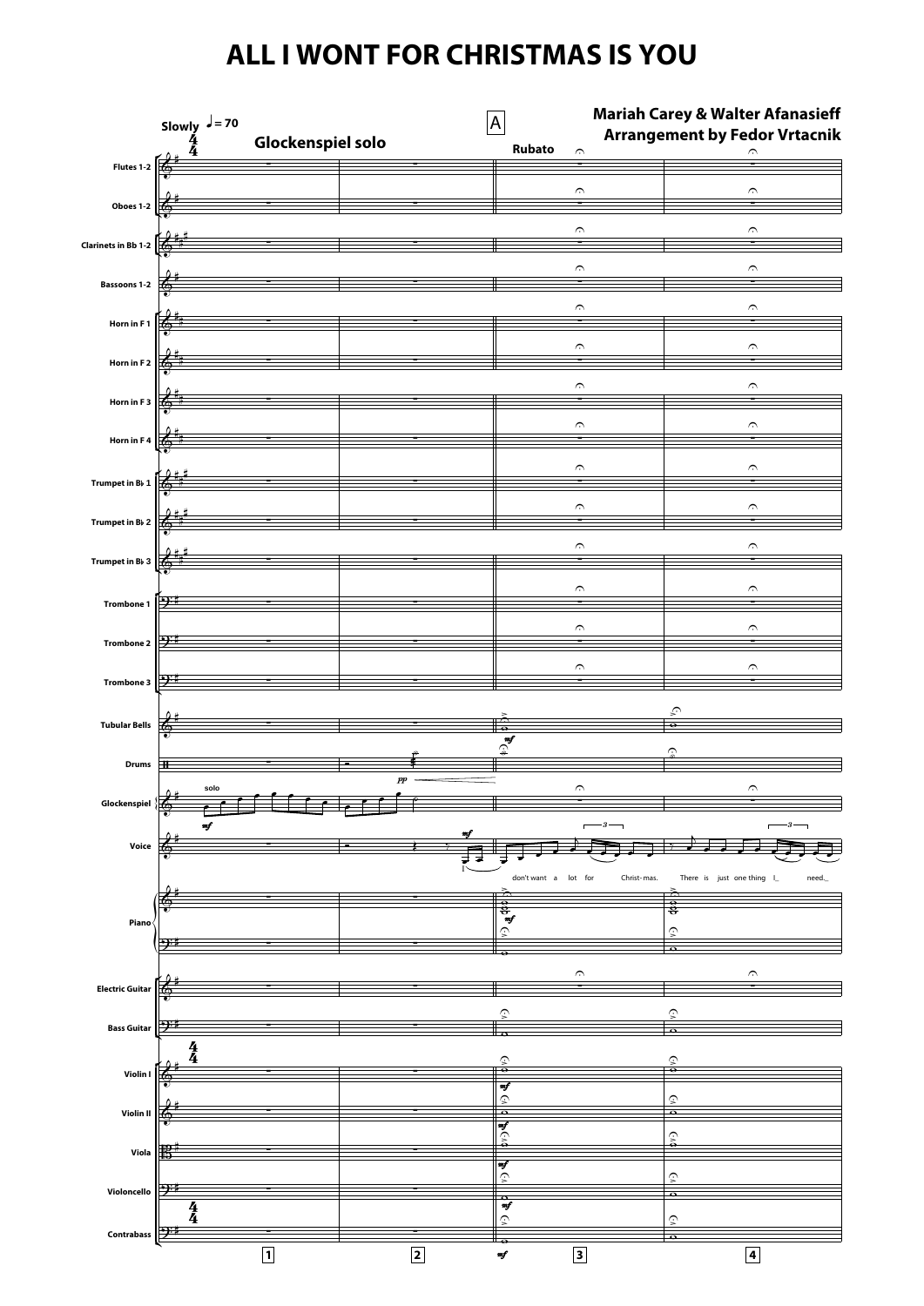# ALL I WONT FOR CHRISTMAS IS YOU

**Mariah Carey & Walter Afanasieff**
**Arrangement by Fedor Vrtacnik**

Slowly ♩ = 70

Glockenspiel solo

A

Rubato

Flutes 1-2
Oboes 1-2
Clarinets in Bb 1-2
Bassoons 1-2
Horn in F 1
Horn in F 2
Horn in F 3
Horn in F 4
Trumpet in B♭ 1
Trumpet in B♭ 2
Trumpet in B♭ 3
Trombone 1
Trombone 2
Trombone 3
Tubular Bells
Drums
Glockenspiel
Voice
Piano
Electric Guitar
Bass Guitar
Violin I
Violin II
Viola
Violoncello
Contrabass

I don't want a lot for Christ-mas. There is just one thing I_ need._